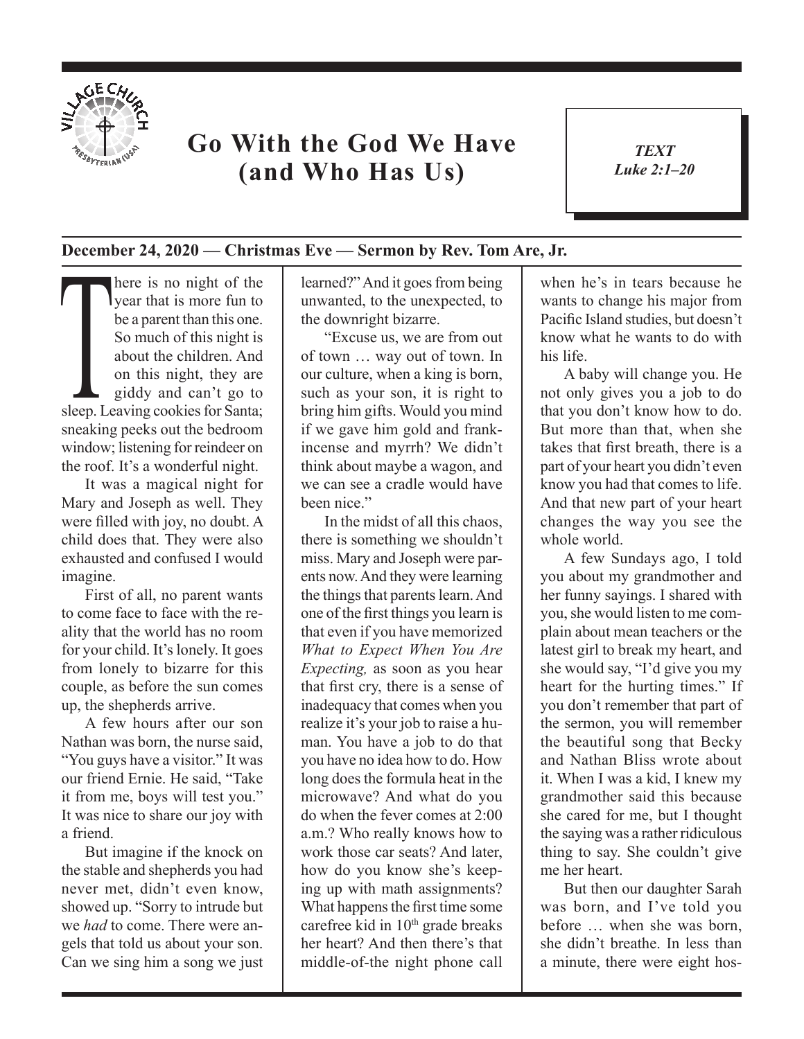# Go With the God We Have (and Who Has Us)

*TEXT*
*Luke 2:1–20*

**December 24, 2020 — Christmas Eve — Sermon by Rev. Tom Are, Jr.**

There is no night of the year that is more fun to be a parent than this one. So much of this night is about the children. And on this night, they are giddy and can't go to sleep. Leaving cookies for Santa; sneaking peeks out the bedroom window; listening for reindeer on the roof. It's a wonderful night.

It was a magical night for Mary and Joseph as well. They were filled with joy, no doubt. A child does that. They were also exhausted and confused I would imagine.

First of all, no parent wants to come face to face with the reality that the world has no room for your child. It's lonely. It goes from lonely to bizarre for this couple, as before the sun comes up, the shepherds arrive.

A few hours after our son Nathan was born, the nurse said, "You guys have a visitor." It was our friend Ernie. He said, "Take it from me, boys will test you." It was nice to share our joy with a friend.

But imagine if the knock on the stable and shepherds you had never met, didn't even know, showed up. "Sorry to intrude but we *had* to come. There were angels that told us about your son. Can we sing him a song we just learned?" And it goes from being unwanted, to the unexpected, to the downright bizarre.

"Excuse us, we are from out of town … way out of town. In our culture, when a king is born, such as your son, it is right to bring him gifts. Would you mind if we gave him gold and frankincense and myrrh? We didn't think about maybe a wagon, and we can see a cradle would have been nice."

In the midst of all this chaos, there is something we shouldn't miss. Mary and Joseph were parents now. And they were learning the things that parents learn. And one of the first things you learn is that even if you have memorized *What to Expect When You Are Expecting,* as soon as you hear that first cry, there is a sense of inadequacy that comes when you realize it's your job to raise a human. You have a job to do that you have no idea how to do. How long does the formula heat in the microwave? And what do you do when the fever comes at 2:00 a.m.? Who really knows how to work those car seats? And later, how do you know she's keeping up with math assignments? What happens the first time some carefree kid in 10th grade breaks her heart? And then there's that middle-of-the night phone call when he's in tears because he wants to change his major from Pacific Island studies, but doesn't know what he wants to do with his life.

A baby will change you. He not only gives you a job to do that you don't know how to do. But more than that, when she takes that first breath, there is a part of your heart you didn't even know you had that comes to life. And that new part of your heart changes the way you see the whole world.

A few Sundays ago, I told you about my grandmother and her funny sayings. I shared with you, she would listen to me complain about mean teachers or the latest girl to break my heart, and she would say, "I'd give you my heart for the hurting times." If you don't remember that part of the sermon, you will remember the beautiful song that Becky and Nathan Bliss wrote about it. When I was a kid, I knew my grandmother said this because she cared for me, but I thought the saying was a rather ridiculous thing to say. She couldn't give me her heart.

But then our daughter Sarah was born, and I've told you before … when she was born, she didn't breathe. In less than a minute, there were eight hos-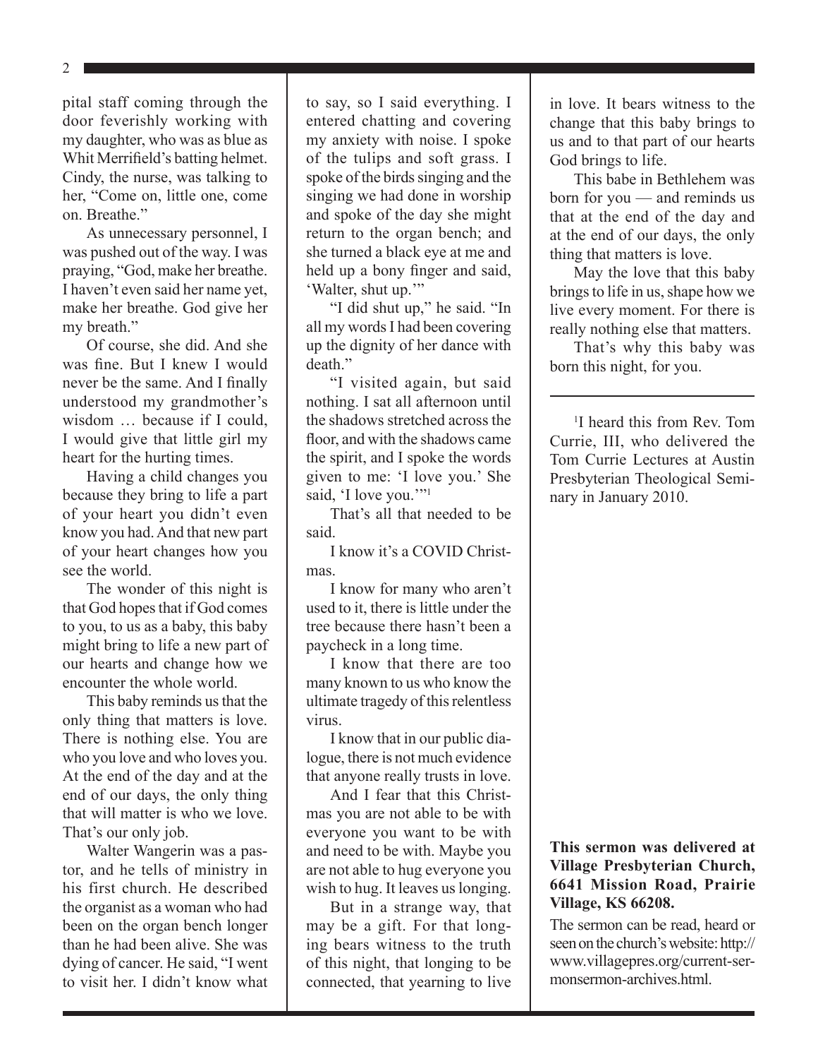pital staff coming through the door feverishly working with my daughter, who was as blue as Whit Merrifield's batting helmet. Cindy, the nurse, was talking to her, "Come on, little one, come on. Breathe."

As unnecessary personnel, I was pushed out of the way. I was praying, "God, make her breathe. I haven't even said her name yet, make her breathe. God give her my breath."

Of course, she did. And she was fine. But I knew I would never be the same. And I finally understood my grandmother's wisdom … because if I could, I would give that little girl my heart for the hurting times.

Having a child changes you because they bring to life a part of your heart you didn't even know you had. And that new part of your heart changes how you see the world.

The wonder of this night is that God hopes that if God comes to you, to us as a baby, this baby might bring to life a new part of our hearts and change how we encounter the whole world.

This baby reminds us that the only thing that matters is love. There is nothing else. You are who you love and who loves you. At the end of the day and at the end of our days, the only thing that will matter is who we love. That's our only job.

Walter Wangerin was a pastor, and he tells of ministry in his first church. He described the organist as a woman who had been on the organ bench longer than he had been alive. She was dying of cancer. He said, "I went to visit her. I didn't know what to say, so I said everything. I entered chatting and covering my anxiety with noise. I spoke of the tulips and soft grass. I spoke of the birds singing and the singing we had done in worship and spoke of the day she might return to the organ bench; and she turned a black eye at me and held up a bony finger and said, 'Walter, shut up.'"

"I did shut up," he said. "In all my words I had been covering up the dignity of her dance with death."

"I visited again, but said nothing. I sat all afternoon until the shadows stretched across the floor, and with the shadows came the spirit, and I spoke the words given to me: 'I love you.' She said, 'I love you.'"[1]

That's all that needed to be said.

I know it's a COVID Christmas.

I know for many who aren't used to it, there is little under the tree because there hasn't been a paycheck in a long time.

I know that there are too many known to us who know the ultimate tragedy of this relentless virus.

I know that in our public dialogue, there is not much evidence that anyone really trusts in love.

And I fear that this Christmas you are not able to be with everyone you want to be with and need to be with. Maybe you are not able to hug everyone you wish to hug. It leaves us longing.

But in a strange way, that may be a gift. For that longing bears witness to the truth of this night, that longing to be connected, that yearning to live in love. It bears witness to the change that this baby brings to us and to that part of our hearts God brings to life.

This babe in Bethlehem was born for you — and reminds us that at the end of the day and at the end of our days, the only thing that matters is love.

May the love that this baby brings to life in us, shape how we live every moment. For there is really nothing else that matters.

That's why this baby was born this night, for you.

---

[1]I heard this from Rev. Tom Currie, III, who delivered the Tom Currie Lectures at Austin Presbyterian Theological Seminary in January 2010.

**This sermon was delivered at Village Presbyterian Church, 6641 Mission Road, Prairie Village, KS 66208.**

The sermon can be read, heard or seen on the church's website: http://www.villagepres.org/current-sermonsermon-archives.html.